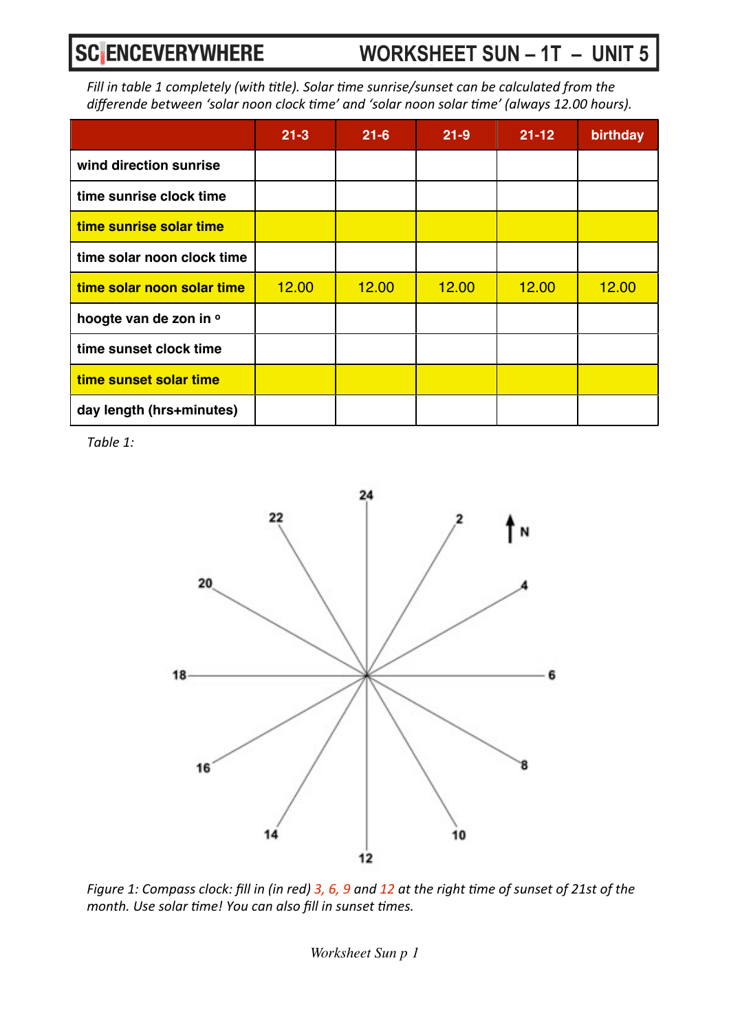# SCIENCEVERYWHERE WORKSHEET SUN – 1T – UNIT 5

*Fill in table 1 completely (with title). Solar time sunrise/sunset can be calculated from the differende between 'solar noon clock time' and 'solar noon solar time' (always 12.00 hours).*

| | 21-3 | 21-6 | 21-9 | 21-12 | birthday |
|---|---|---|---|---|---|
| **wind direction sunrise** | | | | | |
| **time sunrise clock time** | | | | | |
| **time sunrise solar time** | | | | | |
| **time solar noon clock time** | | | | | |
| **time solar noon solar time** | 12.00 | 12.00 | 12.00 | 12.00 | 12.00 |
| **hoogte van de zon in º** | | | | | |
| **time sunset clock time** | | | | | |
| **time sunset solar time** | | | | | |
| **day length (hrs+minutes)** | | | | | |

*Table 1:*

24, 2, 4, 6, 8, 10, 12, 14, 16, 18, 20, 22, N

*Figure 1: Compass clock: fill in (in red) 3, 6, 9 and 12 at the right time of sunset of 21st of the month. Use solar time! You can also fill in sunset times.*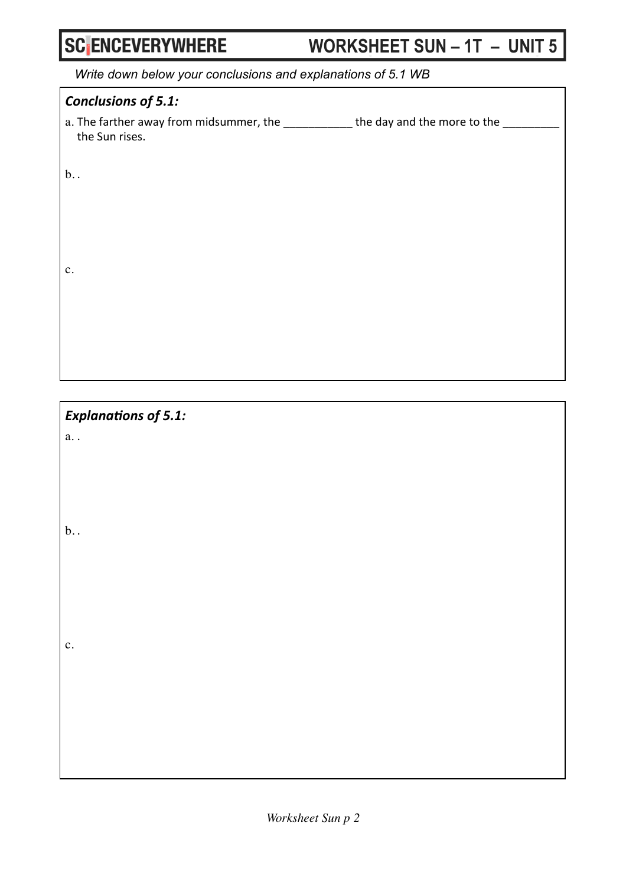# WORKSHEET SUN – 1T – UNIT 5

*Write down below your conclusions and explanations of 5.1 WB*

***Conclusions of 5.1:***

a. The farther away from midsummer, the ___________ the day and the more to the _________ the Sun rises.

b. .

c.

***Explanations of 5.1:***

a. .

b. .

c.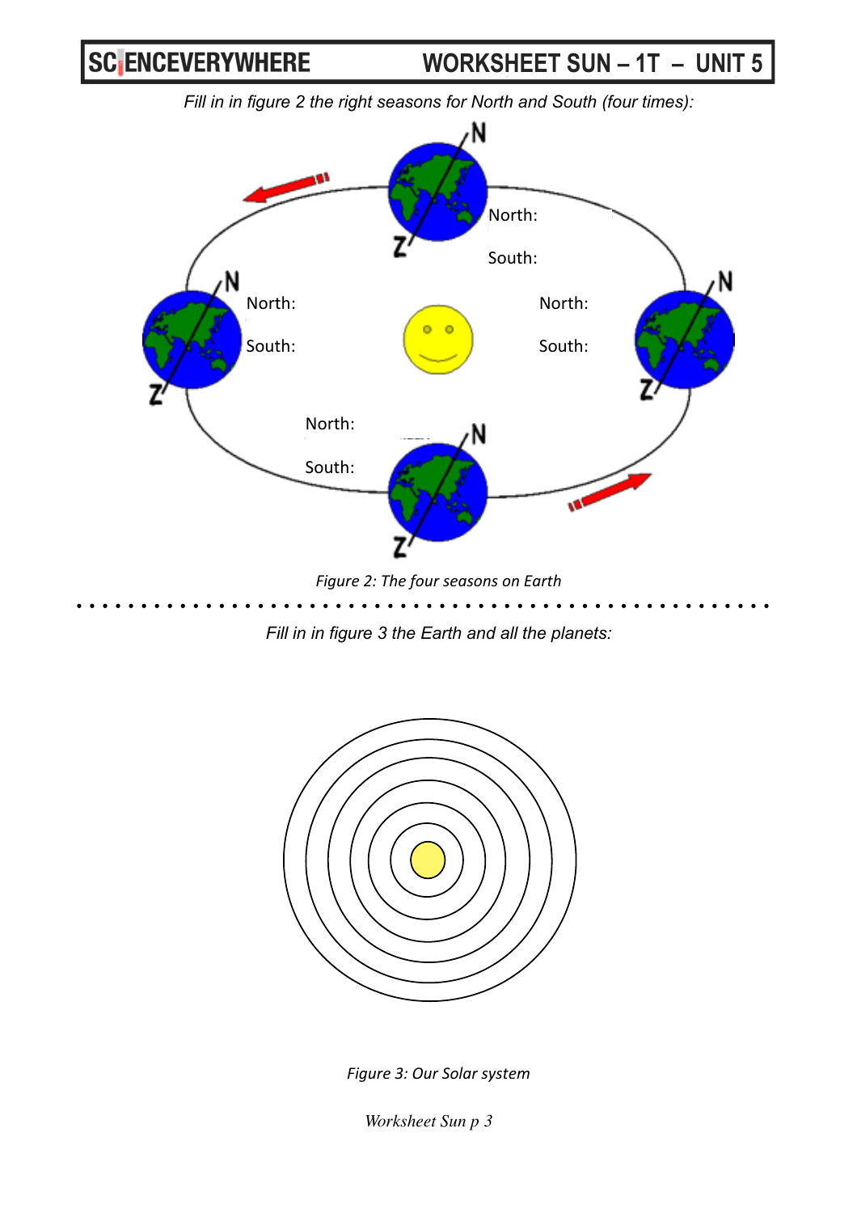*Fill in in figure 2 the right seasons for North and South (four times):*

North:

South:

North:

South:

North:

South:

North:

South:

*Figure 2: The four seasons on Earth*

*Fill in in figure 3 the Earth and all the planets:*

*Figure 3: Our Solar system*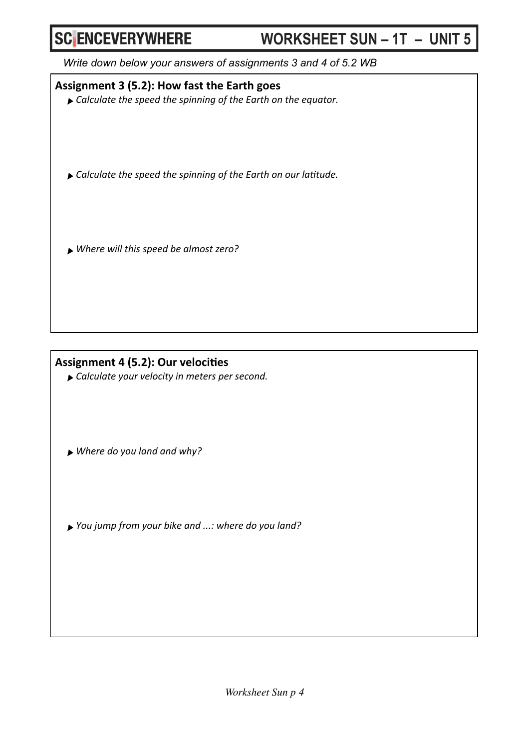*Write down below your answers of assignments 3 and 4 of 5.2 WB*

## Assignment 3 (5.2): How fast the Earth goes

- *Calculate the speed the spinning of the Earth on the equator.*

- *Calculate the speed the spinning of the Earth on our latitude.*

- *Where will this speed be almost zero?*

## Assignment 4 (5.2): Our velocities

- *Calculate your velocity in meters per second.*

- *Where do you land and why?*

- *You jump from your bike and ...: where do you land?*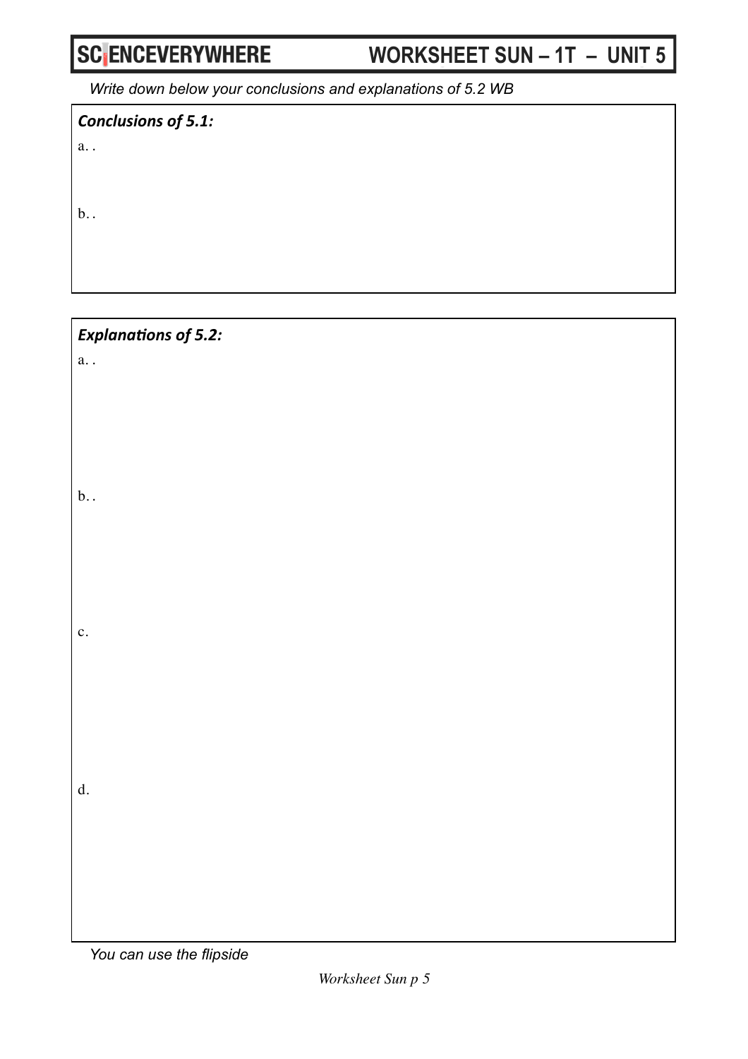*Write down below your conclusions and explanations of 5.2 WB*

***Conclusions of 5.1:***

a. .

b. .

***Explanations of 5.2:***

a. .

b. .

c.

d.

*You can use the flipside*